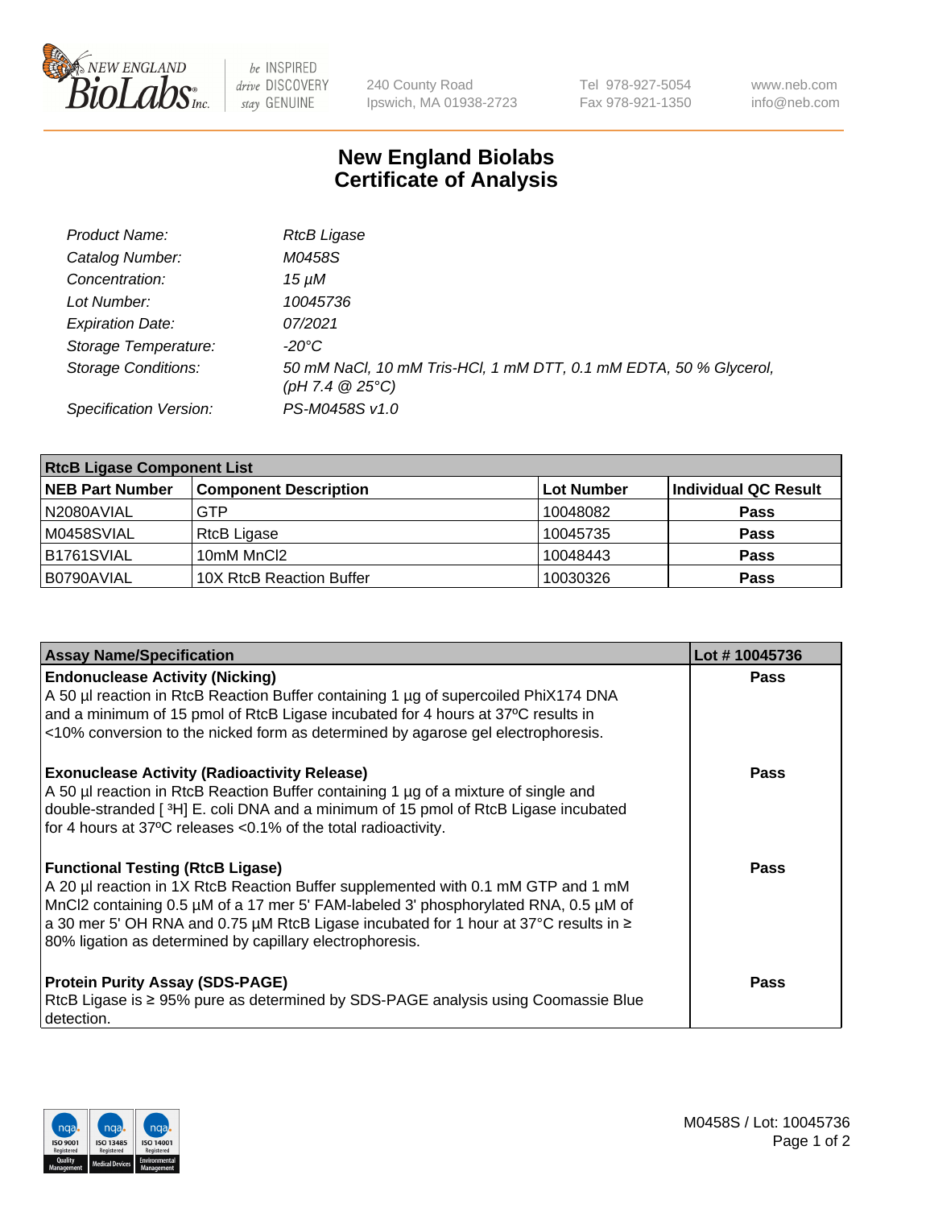# New England Biolabs
# Certificate of Analysis

| | |
|---|---|
| *Product Name:* | *RtcB Ligase* |
| *Catalog Number:* | *M0458S* |
| *Concentration:* | *15 µM* |
| *Lot Number:* | *10045736* |
| *Expiration Date:* | *07/2021* |
| *Storage Temperature:* | *-20°C* |
| *Storage Conditions:* | *50 mM NaCl, 10 mM Tris-HCl, 1 mM DTT, 0.1 mM EDTA, 50 % Glycerol, (pH 7.4 @ 25°C)* |
| *Specification Version:* | *PS-M0458S v1.0* |

**RtcB Ligase Component List**

| NEB Part Number | Component Description | Lot Number | Individual QC Result |
|---|---|---|---|
| N2080AVIAL | GTP | 10048082 | **Pass** |
| M0458SVIAL | RtcB Ligase | 10045735 | **Pass** |
| B1761SVIAL | 10mM MnCl2 | 10048443 | **Pass** |
| B0790AVIAL | 10X RtcB Reaction Buffer | 10030326 | **Pass** |

| Assay Name/Specification | Lot # 10045736 |
|---|---|
| **Endonuclease Activity (Nicking)**<br>A 50 µl reaction in RtcB Reaction Buffer containing 1 µg of supercoiled PhiX174 DNA and a minimum of 15 pmol of RtcB Ligase incubated for 4 hours at 37ºC results in <10% conversion to the nicked form as determined by agarose gel electrophoresis. | **Pass** |
| **Exonuclease Activity (Radioactivity Release)**<br>A 50 µl reaction in RtcB Reaction Buffer containing 1 µg of a mixture of single and double-stranded [ $^{3}$H] E. coli DNA and a minimum of 15 pmol of RtcB Ligase incubated for 4 hours at 37ºC releases <0.1% of the total radioactivity. | **Pass** |
| **Functional Testing (RtcB Ligase)**<br>A 20 µl reaction in 1X RtcB Reaction Buffer supplemented with 0.1 mM GTP and 1 mM MnCl2 containing 0.5 µM of a 17 mer 5' FAM-labeled 3' phosphorylated RNA, 0.5 µM of a 30 mer 5' OH RNA and 0.75 µM RtcB Ligase incubated for 1 hour at 37°C results in ≥ 80% ligation as determined by capillary electrophoresis. | **Pass** |
| **Protein Purity Assay (SDS-PAGE)**<br>RtcB Ligase is ≥ 95% pure as determined by SDS-PAGE analysis using Coomassie Blue detection. | **Pass** |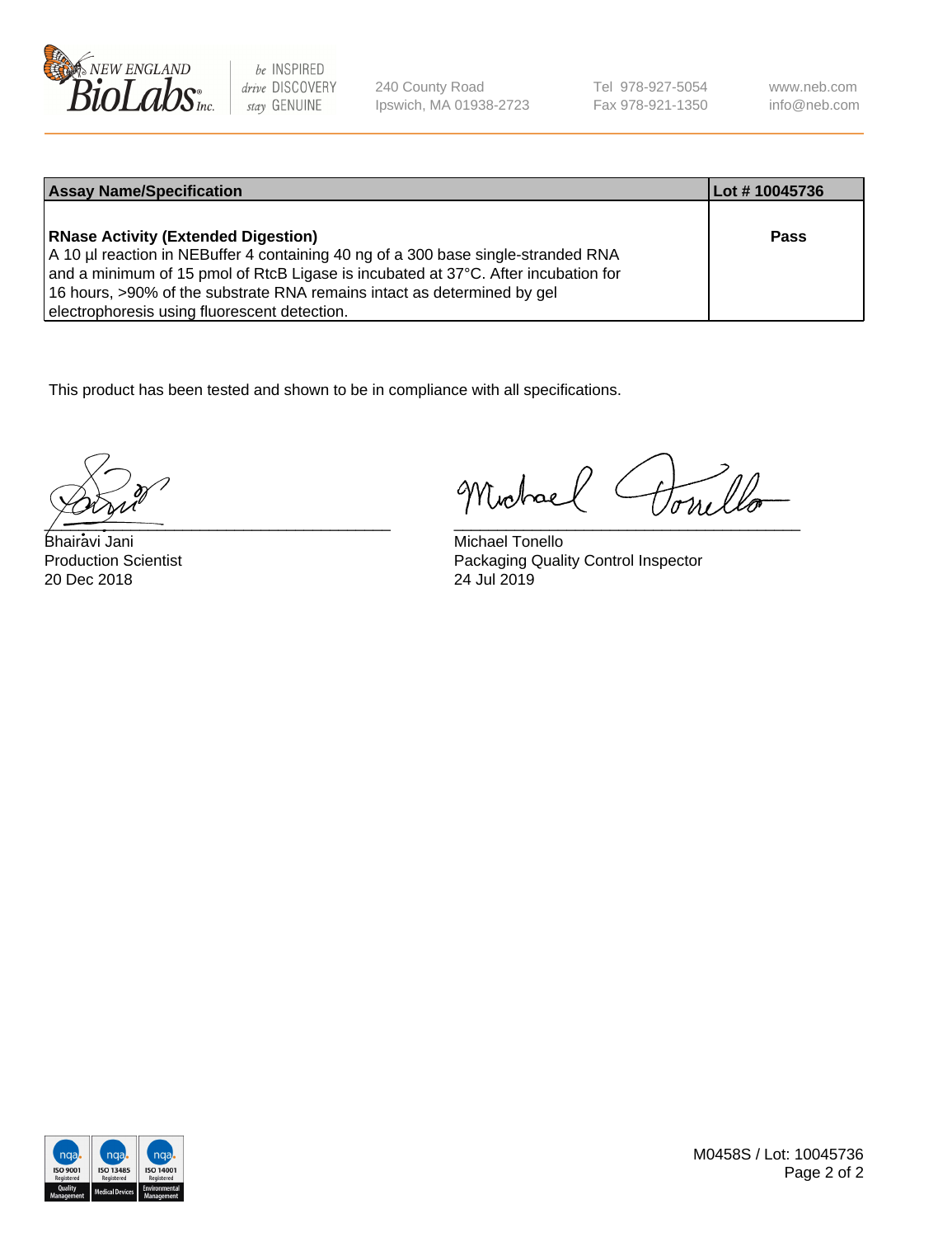| Assay Name/Specification | Lot # 10045736 |
|---|---|
| **RNase Activity (Extended Digestion)**<br>A 10 µl reaction in NEBuffer 4 containing 40 ng of a 300 base single-stranded RNA and a minimum of 15 pmol of RtcB Ligase is incubated at 37°C. After incubation for 16 hours, >90% of the substrate RNA remains intact as determined by gel electrophoresis using fluorescent detection. | **Pass** |

This product has been tested and shown to be in compliance with all specifications.

Bhairavi Jani
Production Scientist
20 Dec 2018

Michael Tonello
Packaging Quality Control Inspector
24 Jul 2019

M0458S / Lot: 10045736